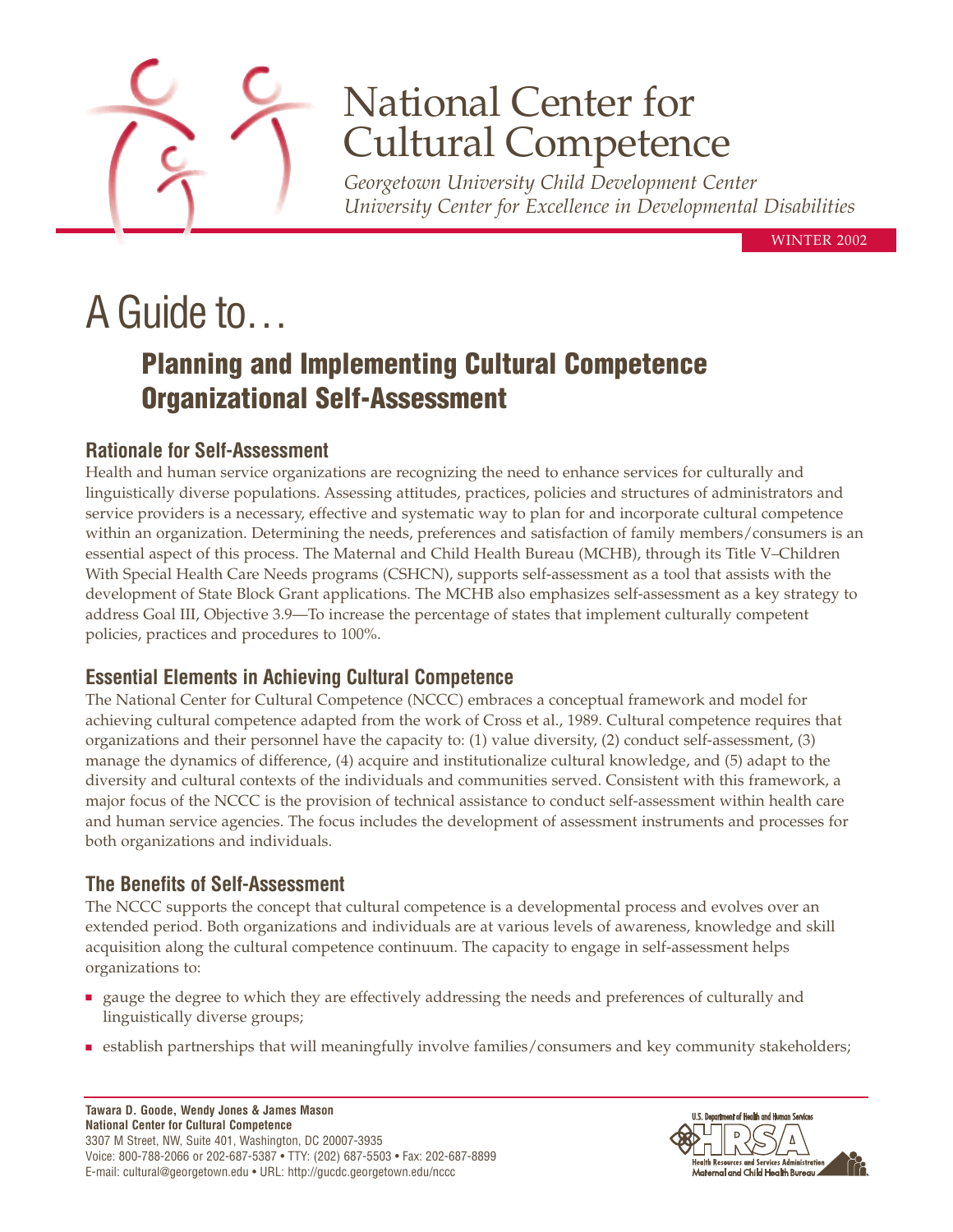# National Center for Cultural Competence

*Georgetown University Child Development Center*
*University Center for Excellence in Developmental Disabilities*

WINTER 2002

# A Guide to…

## Planning and Implementing Cultural Competence Organizational Self-Assessment

### Rationale for Self-Assessment

Health and human service organizations are recognizing the need to enhance services for culturally and linguistically diverse populations. Assessing attitudes, practices, policies and structures of administrators and service providers is a necessary, effective and systematic way to plan for and incorporate cultural competence within an organization. Determining the needs, preferences and satisfaction of family members/consumers is an essential aspect of this process. The Maternal and Child Health Bureau (MCHB), through its Title V–Children With Special Health Care Needs programs (CSHCN), supports self-assessment as a tool that assists with the development of State Block Grant applications. The MCHB also emphasizes self-assessment as a key strategy to address Goal III, Objective 3.9—To increase the percentage of states that implement culturally competent policies, practices and procedures to 100%.

### Essential Elements in Achieving Cultural Competence

The National Center for Cultural Competence (NCCC) embraces a conceptual framework and model for achieving cultural competence adapted from the work of Cross et al., 1989. Cultural competence requires that organizations and their personnel have the capacity to: (1) value diversity, (2) conduct self-assessment, (3) manage the dynamics of difference, (4) acquire and institutionalize cultural knowledge, and (5) adapt to the diversity and cultural contexts of the individuals and communities served. Consistent with this framework, a major focus of the NCCC is the provision of technical assistance to conduct self-assessment within health care and human service agencies. The focus includes the development of assessment instruments and processes for both organizations and individuals.

### The Benefits of Self-Assessment

The NCCC supports the concept that cultural competence is a developmental process and evolves over an extended period. Both organizations and individuals are at various levels of awareness, knowledge and skill acquisition along the cultural competence continuum. The capacity to engage in self-assessment helps organizations to:

- gauge the degree to which they are effectively addressing the needs and preferences of culturally and linguistically diverse groups;
- establish partnerships that will meaningfully involve families/consumers and key community stakeholders;

**Tawara D. Goode, Wendy Jones & James Mason**
**National Center for Cultural Competence**
3307 M Street, NW, Suite 401, Washington, DC 20007-3935
Voice: 800-788-2066 or 202-687-5387 • TTY: (202) 687-5503 • Fax: 202-687-8899
E-mail: cultural@georgetown.edu • URL: http://gucdc.georgetown.edu/nccc

U.S. Department of Health and Human Services
HRSA
Health Resources and Services Administration
Maternal and Child Health Bureau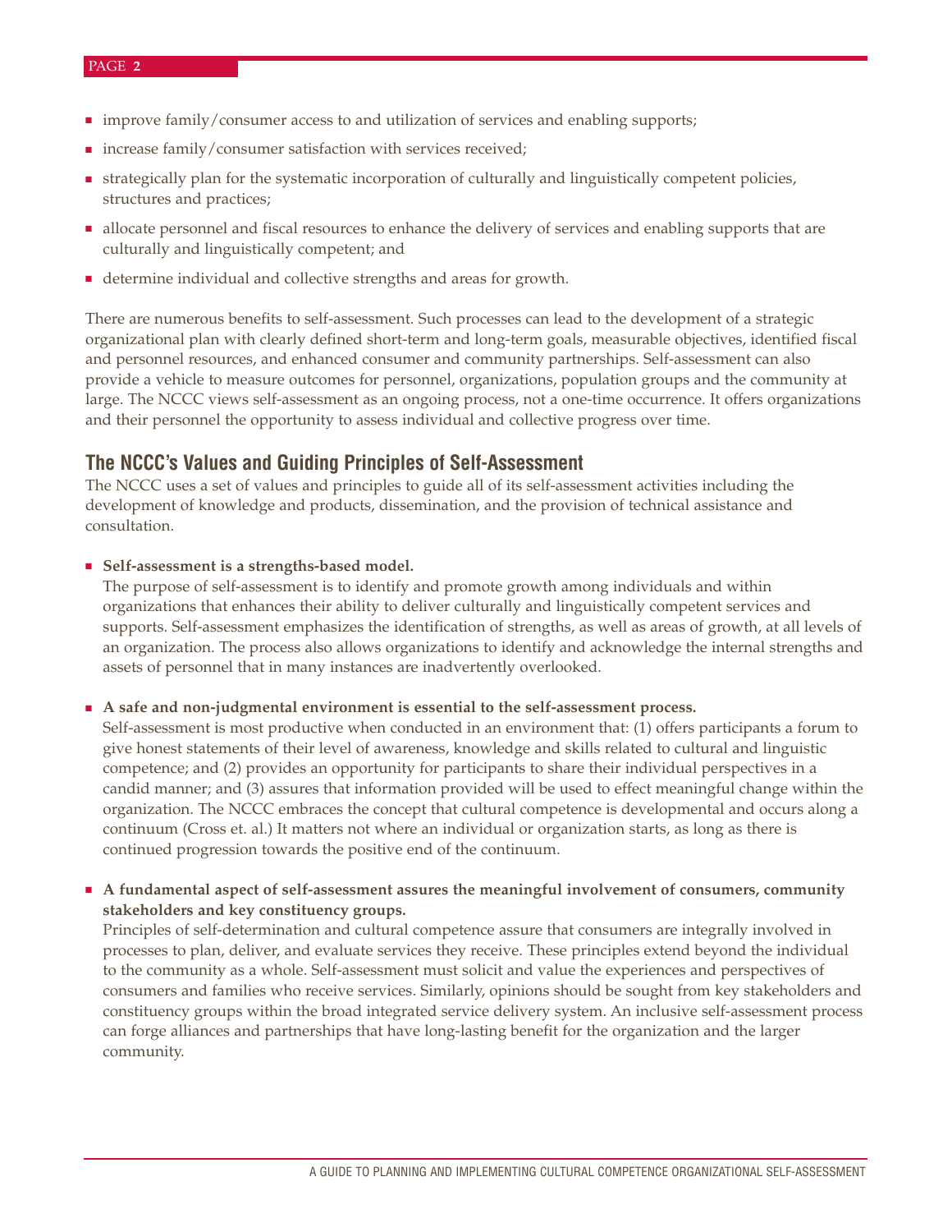- improve family/consumer access to and utilization of services and enabling supports;
- increase family/consumer satisfaction with services received;
- strategically plan for the systematic incorporation of culturally and linguistically competent policies, structures and practices;
- allocate personnel and fiscal resources to enhance the delivery of services and enabling supports that are culturally and linguistically competent; and
- determine individual and collective strengths and areas for growth.

There are numerous benefits to self-assessment. Such processes can lead to the development of a strategic organizational plan with clearly defined short-term and long-term goals, measurable objectives, identified fiscal and personnel resources, and enhanced consumer and community partnerships. Self-assessment can also provide a vehicle to measure outcomes for personnel, organizations, population groups and the community at large. The NCCC views self-assessment as an ongoing process, not a one-time occurrence. It offers organizations and their personnel the opportunity to assess individual and collective progress over time.

## The NCCC's Values and Guiding Principles of Self-Assessment

The NCCC uses a set of values and principles to guide all of its self-assessment activities including the development of knowledge and products, dissemination, and the provision of technical assistance and consultation.

- **Self-assessment is a strengths-based model.**
  The purpose of self-assessment is to identify and promote growth among individuals and within organizations that enhances their ability to deliver culturally and linguistically competent services and supports. Self-assessment emphasizes the identification of strengths, as well as areas of growth, at all levels of an organization. The process also allows organizations to identify and acknowledge the internal strengths and assets of personnel that in many instances are inadvertently overlooked.

- **A safe and non-judgmental environment is essential to the self-assessment process.**
  Self-assessment is most productive when conducted in an environment that: (1) offers participants a forum to give honest statements of their level of awareness, knowledge and skills related to cultural and linguistic competence; and (2) provides an opportunity for participants to share their individual perspectives in a candid manner; and (3) assures that information provided will be used to effect meaningful change within the organization. The NCCC embraces the concept that cultural competence is developmental and occurs along a continuum (Cross et. al.) It matters not where an individual or organization starts, as long as there is continued progression towards the positive end of the continuum.

- **A fundamental aspect of self-assessment assures the meaningful involvement of consumers, community stakeholders and key constituency groups.**
  Principles of self-determination and cultural competence assure that consumers are integrally involved in processes to plan, deliver, and evaluate services they receive. These principles extend beyond the individual to the community as a whole. Self-assessment must solicit and value the experiences and perspectives of consumers and families who receive services. Similarly, opinions should be sought from key stakeholders and constituency groups within the broad integrated service delivery system. An inclusive self-assessment process can forge alliances and partnerships that have long-lasting benefit for the organization and the larger community.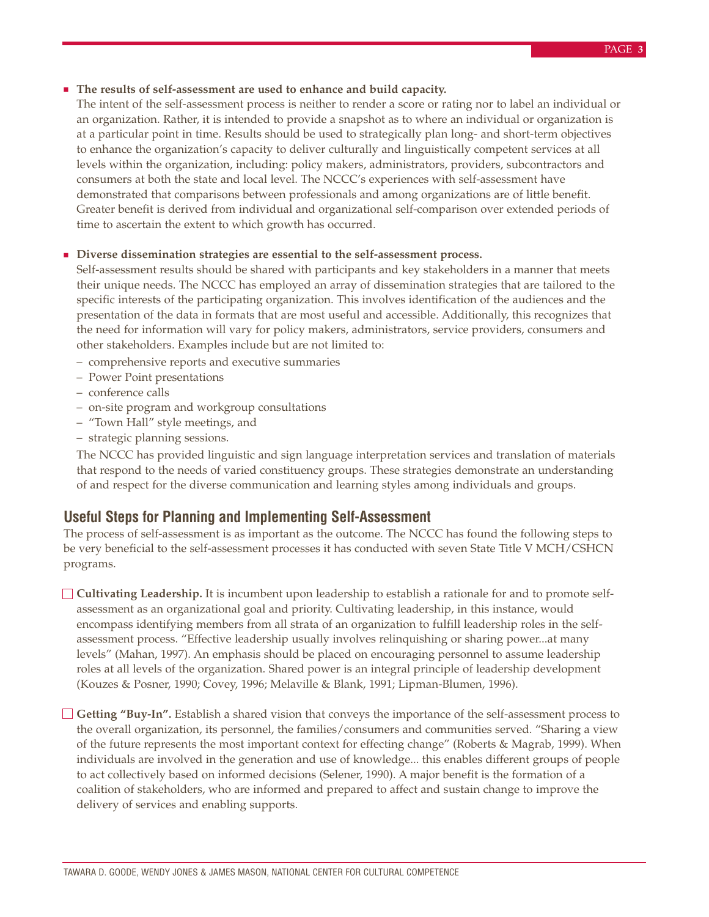- **The results of self-assessment are used to enhance and build capacity.**
  The intent of the self-assessment process is neither to render a score or rating nor to label an individual or an organization. Rather, it is intended to provide a snapshot as to where an individual or organization is at a particular point in time. Results should be used to strategically plan long- and short-term objectives to enhance the organization's capacity to deliver culturally and linguistically competent services at all levels within the organization, including: policy makers, administrators, providers, subcontractors and consumers at both the state and local level. The NCCC's experiences with self-assessment have demonstrated that comparisons between professionals and among organizations are of little benefit. Greater benefit is derived from individual and organizational self-comparison over extended periods of time to ascertain the extent to which growth has occurred.

- **Diverse dissemination strategies are essential to the self-assessment process.**
  Self-assessment results should be shared with participants and key stakeholders in a manner that meets their unique needs. The NCCC has employed an array of dissemination strategies that are tailored to the specific interests of the participating organization. This involves identification of the audiences and the presentation of the data in formats that are most useful and accessible. Additionally, this recognizes that the need for information will vary for policy makers, administrators, service providers, consumers and other stakeholders. Examples include but are not limited to:
  - comprehensive reports and executive summaries
  - Power Point presentations
  - conference calls
  - on-site program and workgroup consultations
  - "Town Hall" style meetings, and
  - strategic planning sessions.

  The NCCC has provided linguistic and sign language interpretation services and translation of materials that respond to the needs of varied constituency groups. These strategies demonstrate an understanding of and respect for the diverse communication and learning styles among individuals and groups.

## Useful Steps for Planning and Implementing Self-Assessment

The process of self-assessment is as important as the outcome. The NCCC has found the following steps to be very beneficial to the self-assessment processes it has conducted with seven State Title V MCH/CSHCN programs.

- [ ] **Cultivating Leadership.** It is incumbent upon leadership to establish a rationale for and to promote self-assessment as an organizational goal and priority. Cultivating leadership, in this instance, would encompass identifying members from all strata of an organization to fulfill leadership roles in the self-assessment process. "Effective leadership usually involves relinquishing or sharing power...at many levels" (Mahan, 1997). An emphasis should be placed on encouraging personnel to assume leadership roles at all levels of the organization. Shared power is an integral principle of leadership development (Kouzes & Posner, 1990; Covey, 1996; Melaville & Blank, 1991; Lipman-Blumen, 1996).

- [ ] **Getting "Buy-In".** Establish a shared vision that conveys the importance of the self-assessment process to the overall organization, its personnel, the families/consumers and communities served. "Sharing a view of the future represents the most important context for effecting change" (Roberts & Magrab, 1999). When individuals are involved in the generation and use of knowledge... this enables different groups of people to act collectively based on informed decisions (Selener, 1990). A major benefit is the formation of a coalition of stakeholders, who are informed and prepared to affect and sustain change to improve the delivery of services and enabling supports.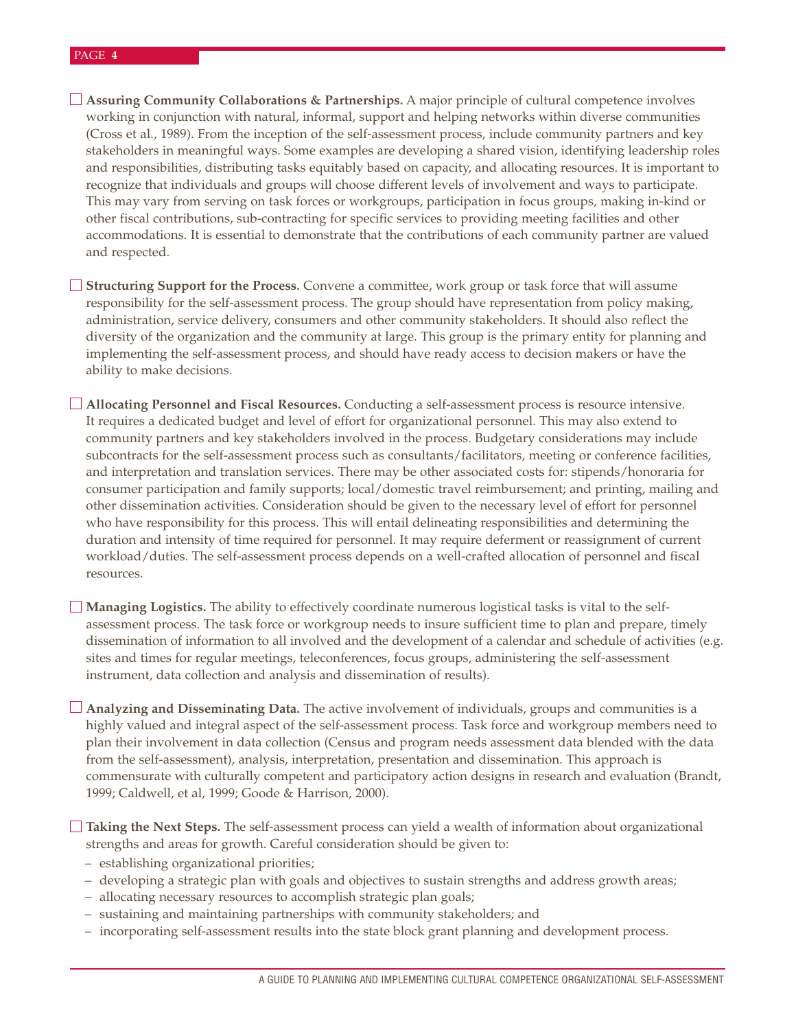☐ **Assuring Community Collaborations & Partnerships.** A major principle of cultural competence involves working in conjunction with natural, informal, support and helping networks within diverse communities (Cross et al., 1989). From the inception of the self-assessment process, include community partners and key stakeholders in meaningful ways. Some examples are developing a shared vision, identifying leadership roles and responsibilities, distributing tasks equitably based on capacity, and allocating resources. It is important to recognize that individuals and groups will choose different levels of involvement and ways to participate. This may vary from serving on task forces or workgroups, participation in focus groups, making in-kind or other fiscal contributions, sub-contracting for specific services to providing meeting facilities and other accommodations. It is essential to demonstrate that the contributions of each community partner are valued and respected.

☐ **Structuring Support for the Process.** Convene a committee, work group or task force that will assume responsibility for the self-assessment process. The group should have representation from policy making, administration, service delivery, consumers and other community stakeholders. It should also reflect the diversity of the organization and the community at large. This group is the primary entity for planning and implementing the self-assessment process, and should have ready access to decision makers or have the ability to make decisions.

☐ **Allocating Personnel and Fiscal Resources.** Conducting a self-assessment process is resource intensive. It requires a dedicated budget and level of effort for organizational personnel. This may also extend to community partners and key stakeholders involved in the process. Budgetary considerations may include subcontracts for the self-assessment process such as consultants/facilitators, meeting or conference facilities, and interpretation and translation services. There may be other associated costs for: stipends/honoraria for consumer participation and family supports; local/domestic travel reimbursement; and printing, mailing and other dissemination activities. Consideration should be given to the necessary level of effort for personnel who have responsibility for this process. This will entail delineating responsibilities and determining the duration and intensity of time required for personnel. It may require deferment or reassignment of current workload/duties. The self-assessment process depends on a well-crafted allocation of personnel and fiscal resources.

☐ **Managing Logistics.** The ability to effectively coordinate numerous logistical tasks is vital to the self-assessment process. The task force or workgroup needs to insure sufficient time to plan and prepare, timely dissemination of information to all involved and the development of a calendar and schedule of activities (e.g. sites and times for regular meetings, teleconferences, focus groups, administering the self-assessment instrument, data collection and analysis and dissemination of results).

☐ **Analyzing and Disseminating Data.** The active involvement of individuals, groups and communities is a highly valued and integral aspect of the self-assessment process. Task force and workgroup members need to plan their involvement in data collection (Census and program needs assessment data blended with the data from the self-assessment), analysis, interpretation, presentation and dissemination. This approach is commensurate with culturally competent and participatory action designs in research and evaluation (Brandt, 1999; Caldwell, et al, 1999; Goode & Harrison, 2000).

☐ **Taking the Next Steps.** The self-assessment process can yield a wealth of information about organizational strengths and areas for growth. Careful consideration should be given to:

- establishing organizational priorities;
- developing a strategic plan with goals and objectives to sustain strengths and address growth areas;
- allocating necessary resources to accomplish strategic plan goals;
- sustaining and maintaining partnerships with community stakeholders; and
- incorporating self-assessment results into the state block grant planning and development process.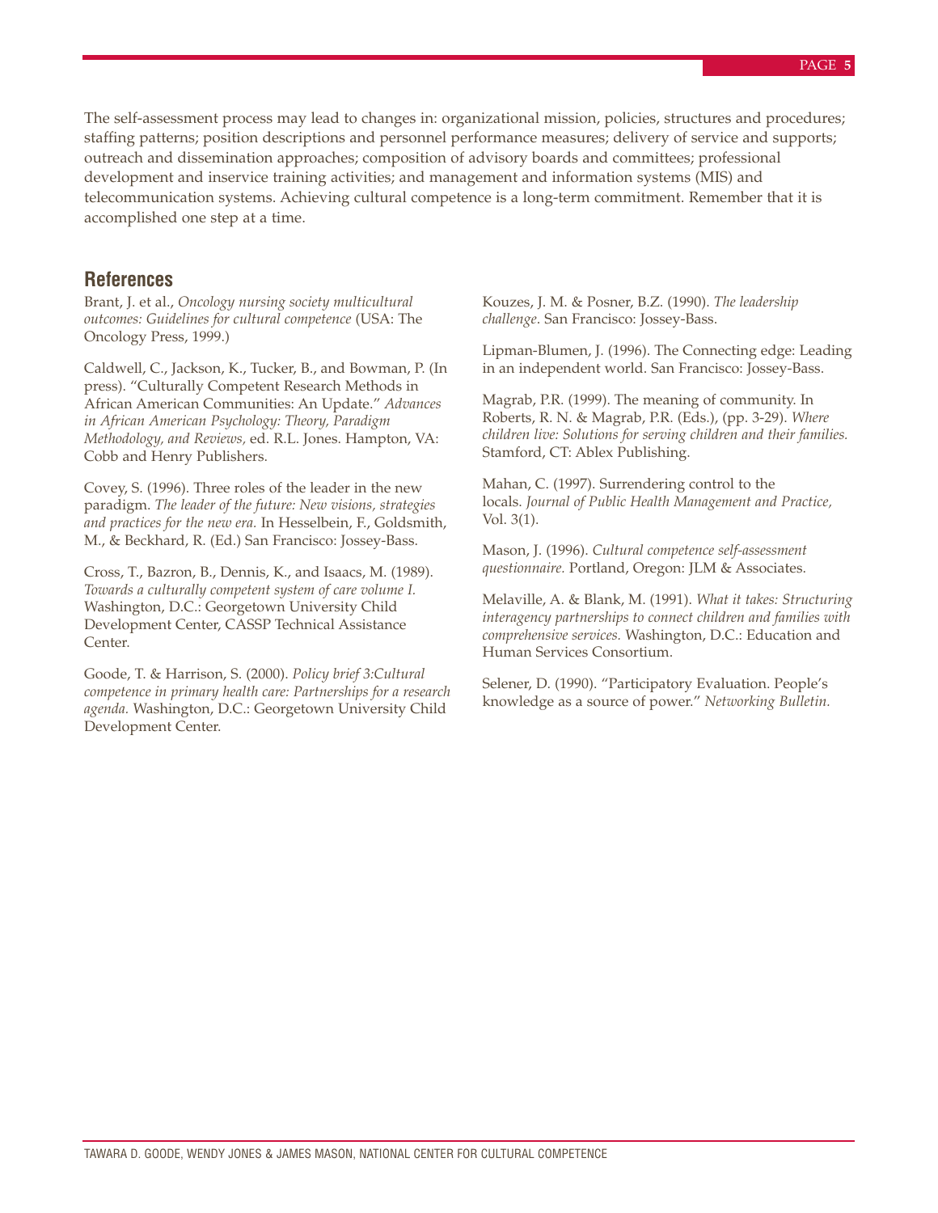The self-assessment process may lead to changes in: organizational mission, policies, structures and procedures; staffing patterns; position descriptions and personnel performance measures; delivery of service and supports; outreach and dissemination approaches; composition of advisory boards and committees; professional development and inservice training activities; and management and information systems (MIS) and telecommunication systems. Achieving cultural competence is a long-term commitment. Remember that it is accomplished one step at a time.

## References

Brant, J. et al., *Oncology nursing society multicultural outcomes: Guidelines for cultural competence* (USA: The Oncology Press, 1999.)

Caldwell, C., Jackson, K., Tucker, B., and Bowman, P. (In press). "Culturally Competent Research Methods in African American Communities: An Update." *Advances in African American Psychology: Theory, Paradigm Methodology, and Reviews,* ed. R.L. Jones. Hampton, VA: Cobb and Henry Publishers.

Covey, S. (1996). Three roles of the leader in the new paradigm. *The leader of the future: New visions, strategies and practices for the new era.* In Hesselbein, F., Goldsmith, M., & Beckhard, R. (Ed.) San Francisco: Jossey-Bass.

Cross, T., Bazron, B., Dennis, K., and Isaacs, M. (1989). *Towards a culturally competent system of care volume I.* Washington, D.C.: Georgetown University Child Development Center, CASSP Technical Assistance Center.

Goode, T. & Harrison, S. (2000). *Policy brief 3:Cultural competence in primary health care: Partnerships for a research agenda.* Washington, D.C.: Georgetown University Child Development Center.

Kouzes, J. M. & Posner, B.Z. (1990). *The leadership challenge*. San Francisco: Jossey-Bass.

Lipman-Blumen, J. (1996). The Connecting edge: Leading in an independent world. San Francisco: Jossey-Bass.

Magrab, P.R. (1999). The meaning of community. In Roberts, R. N. & Magrab, P.R. (Eds.), (pp. 3-29). *Where children live: Solutions for serving children and their families.* Stamford, CT: Ablex Publishing.

Mahan, C. (1997). Surrendering control to the locals. *Journal of Public Health Management and Practice,* Vol. 3(1).

Mason, J. (1996). *Cultural competence self-assessment questionnaire.* Portland, Oregon: JLM & Associates.

Melaville, A. & Blank, M. (1991). *What it takes: Structuring interagency partnerships to connect children and families with comprehensive services.* Washington, D.C.: Education and Human Services Consortium.

Selener, D. (1990). "Participatory Evaluation. People's knowledge as a source of power." *Networking Bulletin.*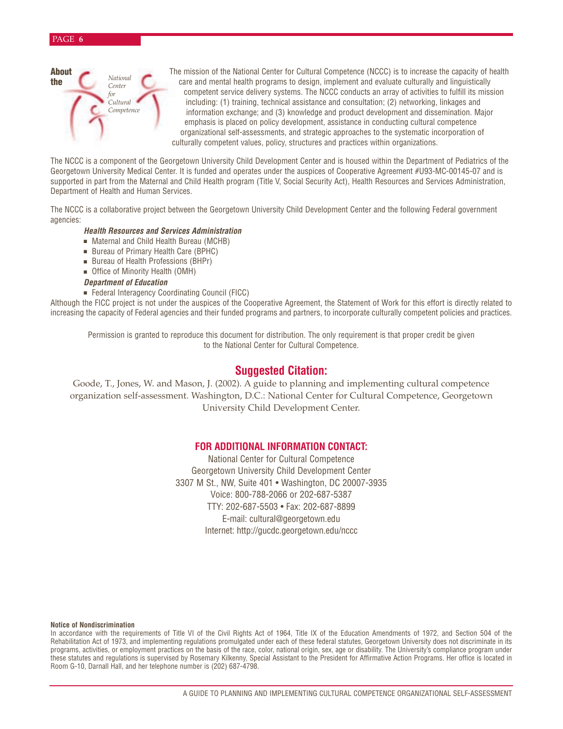## About the National Center for Cultural Competence

The mission of the National Center for Cultural Competence (NCCC) is to increase the capacity of health care and mental health programs to design, implement and evaluate culturally and linguistically competent service delivery systems. The NCCC conducts an array of activities to fulfill its mission including: (1) training, technical assistance and consultation; (2) networking, linkages and information exchange; and (3) knowledge and product development and dissemination. Major emphasis is placed on policy development, assistance in conducting cultural competence organizational self-assessments, and strategic approaches to the systematic incorporation of culturally competent values, policy, structures and practices within organizations.

The NCCC is a component of the Georgetown University Child Development Center and is housed within the Department of Pediatrics of the Georgetown University Medical Center. It is funded and operates under the auspices of Cooperative Agreement #U93-MC-00145-07 and is supported in part from the Maternal and Child Health program (Title V, Social Security Act), Health Resources and Services Administration, Department of Health and Human Services.

The NCCC is a collaborative project between the Georgetown University Child Development Center and the following Federal government agencies:

***Health Resources and Services Administration***

- Maternal and Child Health Bureau (MCHB)
- Bureau of Primary Health Care (BPHC)
- Bureau of Health Professions (BHPr)
- Office of Minority Health (OMH)

***Department of Education***

- Federal Interagency Coordinating Council (FICC)

Although the FICC project is not under the auspices of the Cooperative Agreement, the Statement of Work for this effort is directly related to increasing the capacity of Federal agencies and their funded programs and partners, to incorporate culturally competent policies and practices.

Permission is granted to reproduce this document for distribution. The only requirement is that proper credit be given to the National Center for Cultural Competence.

## Suggested Citation:

Goode, T., Jones, W. and Mason, J. (2002). A guide to planning and implementing cultural competence organization self-assessment. Washington, D.C.: National Center for Cultural Competence, Georgetown University Child Development Center.

### FOR ADDITIONAL INFORMATION CONTACT:

National Center for Cultural Competence
Georgetown University Child Development Center
3307 M St., NW, Suite 401 • Washington, DC 20007-3935
Voice: 800-788-2066 or 202-687-5387
TTY: 202-687-5503 • Fax: 202-687-8899
E-mail: cultural@georgetown.edu
Internet: http://gucdc.georgetown.edu/nccc

**Notice of Nondiscrimination**

In accordance with the requirements of Title VI of the Civil Rights Act of 1964, Title IX of the Education Amendments of 1972, and Section 504 of the Rehabilitation Act of 1973, and implementing regulations promulgated under each of these federal statutes, Georgetown University does not discriminate in its programs, activities, or employment practices on the basis of the race, color, national origin, sex, age or disability. The University's compliance program under these statutes and regulations is supervised by Rosemary Kilkenny, Special Assistant to the President for Affirmative Action Programs. Her office is located in Room G-10, Darnall Hall, and her telephone number is (202) 687-4798.